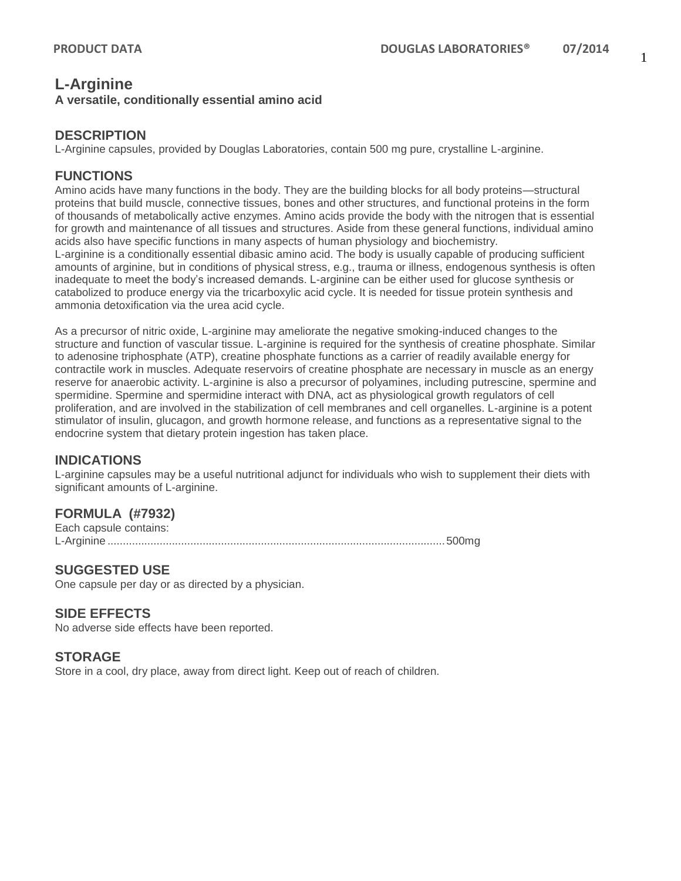# L-Arginine

**A versatile, conditionally essential amino acid**

## DESCRIPTION

L-Arginine capsules, provided by Douglas Laboratories, contain 500 mg pure, crystalline L-arginine.

## FUNCTIONS

Amino acids have many functions in the body. They are the building blocks for all body proteins—structural proteins that build muscle, connective tissues, bones and other structures, and functional proteins in the form of thousands of metabolically active enzymes. Amino acids provide the body with the nitrogen that is essential for growth and maintenance of all tissues and structures. Aside from these general functions, individual amino acids also have specific functions in many aspects of human physiology and biochemistry.
L-arginine is a conditionally essential dibasic amino acid. The body is usually capable of producing sufficient amounts of arginine, but in conditions of physical stress, e.g., trauma or illness, endogenous synthesis is often inadequate to meet the body's increased demands. L-arginine can be either used for glucose synthesis or catabolized to produce energy via the tricarboxylic acid cycle. It is needed for tissue protein synthesis and ammonia detoxification via the urea acid cycle.

As a precursor of nitric oxide, L-arginine may ameliorate the negative smoking-induced changes to the structure and function of vascular tissue. L-arginine is required for the synthesis of creatine phosphate. Similar to adenosine triphosphate (ATP), creatine phosphate functions as a carrier of readily available energy for contractile work in muscles. Adequate reservoirs of creatine phosphate are necessary in muscle as an energy reserve for anaerobic activity. L-arginine is also a precursor of polyamines, including putrescine, spermine and spermidine. Spermine and spermidine interact with DNA, act as physiological growth regulators of cell proliferation, and are involved in the stabilization of cell membranes and cell organelles. L-arginine is a potent stimulator of insulin, glucagon, and growth hormone release, and functions as a representative signal to the endocrine system that dietary protein ingestion has taken place.

## INDICATIONS

L-arginine capsules may be a useful nutritional adjunct for individuals who wish to supplement their diets with significant amounts of L-arginine.

## FORMULA (#7932)

Each capsule contains:
L-Arginine .......................................................................................................... 500mg

## SUGGESTED USE

One capsule per day or as directed by a physician.

## SIDE EFFECTS

No adverse side effects have been reported.

## STORAGE

Store in a cool, dry place, away from direct light. Keep out of reach of children.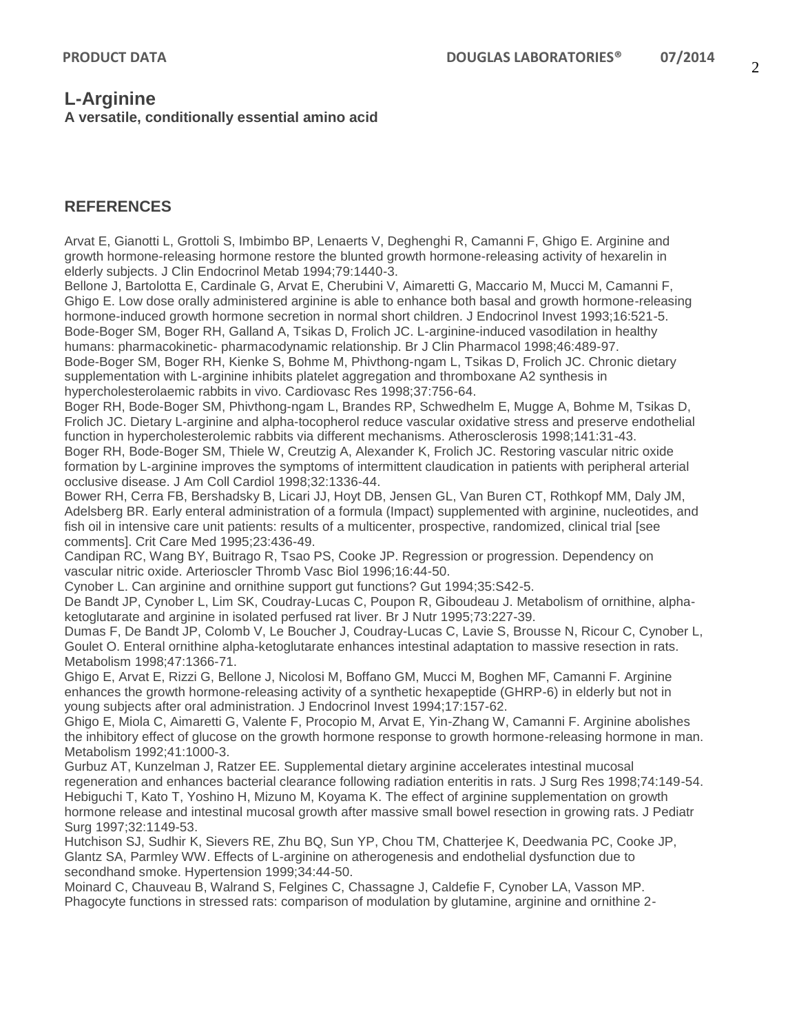# L-Arginine

**A versatile, conditionally essential amino acid**

## REFERENCES

Arvat E, Gianotti L, Grottoli S, Imbimbo BP, Lenaerts V, Deghenghi R, Camanni F, Ghigo E. Arginine and growth hormone-releasing hormone restore the blunted growth hormone-releasing activity of hexarelin in elderly subjects. J Clin Endocrinol Metab 1994;79:1440-3.

Bellone J, Bartolotta E, Cardinale G, Arvat E, Cherubini V, Aimaretti G, Maccario M, Mucci M, Camanni F, Ghigo E. Low dose orally administered arginine is able to enhance both basal and growth hormone-releasing hormone-induced growth hormone secretion in normal short children. J Endocrinol Invest 1993;16:521-5.

Bode-Boger SM, Boger RH, Galland A, Tsikas D, Frolich JC. L-arginine-induced vasodilation in healthy humans: pharmacokinetic- pharmacodynamic relationship. Br J Clin Pharmacol 1998;46:489-97.

Bode-Boger SM, Boger RH, Kienke S, Bohme M, Phivthong-ngam L, Tsikas D, Frolich JC. Chronic dietary supplementation with L-arginine inhibits platelet aggregation and thromboxane A2 synthesis in hypercholesterolaemic rabbits in vivo. Cardiovasc Res 1998;37:756-64.

Boger RH, Bode-Boger SM, Phivthong-ngam L, Brandes RP, Schwedhelm E, Mugge A, Bohme M, Tsikas D, Frolich JC. Dietary L-arginine and alpha-tocopherol reduce vascular oxidative stress and preserve endothelial function in hypercholesterolemic rabbits via different mechanisms. Atherosclerosis 1998;141:31-43.

Boger RH, Bode-Boger SM, Thiele W, Creutzig A, Alexander K, Frolich JC. Restoring vascular nitric oxide formation by L-arginine improves the symptoms of intermittent claudication in patients with peripheral arterial occlusive disease. J Am Coll Cardiol 1998;32:1336-44.

Bower RH, Cerra FB, Bershadsky B, Licari JJ, Hoyt DB, Jensen GL, Van Buren CT, Rothkopf MM, Daly JM, Adelsberg BR. Early enteral administration of a formula (Impact) supplemented with arginine, nucleotides, and fish oil in intensive care unit patients: results of a multicenter, prospective, randomized, clinical trial [see comments]. Crit Care Med 1995;23:436-49.

Candipan RC, Wang BY, Buitrago R, Tsao PS, Cooke JP. Regression or progression. Dependency on vascular nitric oxide. Arterioscler Thromb Vasc Biol 1996;16:44-50.

Cynober L. Can arginine and ornithine support gut functions? Gut 1994;35:S42-5.

De Bandt JP, Cynober L, Lim SK, Coudray-Lucas C, Poupon R, Giboudeau J. Metabolism of ornithine, alpha-ketoglutarate and arginine in isolated perfused rat liver. Br J Nutr 1995;73:227-39.

Dumas F, De Bandt JP, Colomb V, Le Boucher J, Coudray-Lucas C, Lavie S, Brousse N, Ricour C, Cynober L, Goulet O. Enteral ornithine alpha-ketoglutarate enhances intestinal adaptation to massive resection in rats. Metabolism 1998;47:1366-71.

Ghigo E, Arvat E, Rizzi G, Bellone J, Nicolosi M, Boffano GM, Mucci M, Boghen MF, Camanni F. Arginine enhances the growth hormone-releasing activity of a synthetic hexapeptide (GHRP-6) in elderly but not in young subjects after oral administration. J Endocrinol Invest 1994;17:157-62.

Ghigo E, Miola C, Aimaretti G, Valente F, Procopio M, Arvat E, Yin-Zhang W, Camanni F. Arginine abolishes the inhibitory effect of glucose on the growth hormone response to growth hormone-releasing hormone in man. Metabolism 1992;41:1000-3.

Gurbuz AT, Kunzelman J, Ratzer EE. Supplemental dietary arginine accelerates intestinal mucosal regeneration and enhances bacterial clearance following radiation enteritis in rats. J Surg Res 1998;74:149-54.

Hebiguchi T, Kato T, Yoshino H, Mizuno M, Koyama K. The effect of arginine supplementation on growth hormone release and intestinal mucosal growth after massive small bowel resection in growing rats. J Pediatr Surg 1997;32:1149-53.

Hutchison SJ, Sudhir K, Sievers RE, Zhu BQ, Sun YP, Chou TM, Chatterjee K, Deedwania PC, Cooke JP, Glantz SA, Parmley WW. Effects of L-arginine on atherogenesis and endothelial dysfunction due to secondhand smoke. Hypertension 1999;34:44-50.

Moinard C, Chauveau B, Walrand S, Felgines C, Chassagne J, Caldefie F, Cynober LA, Vasson MP. Phagocyte functions in stressed rats: comparison of modulation by glutamine, arginine and ornithine 2-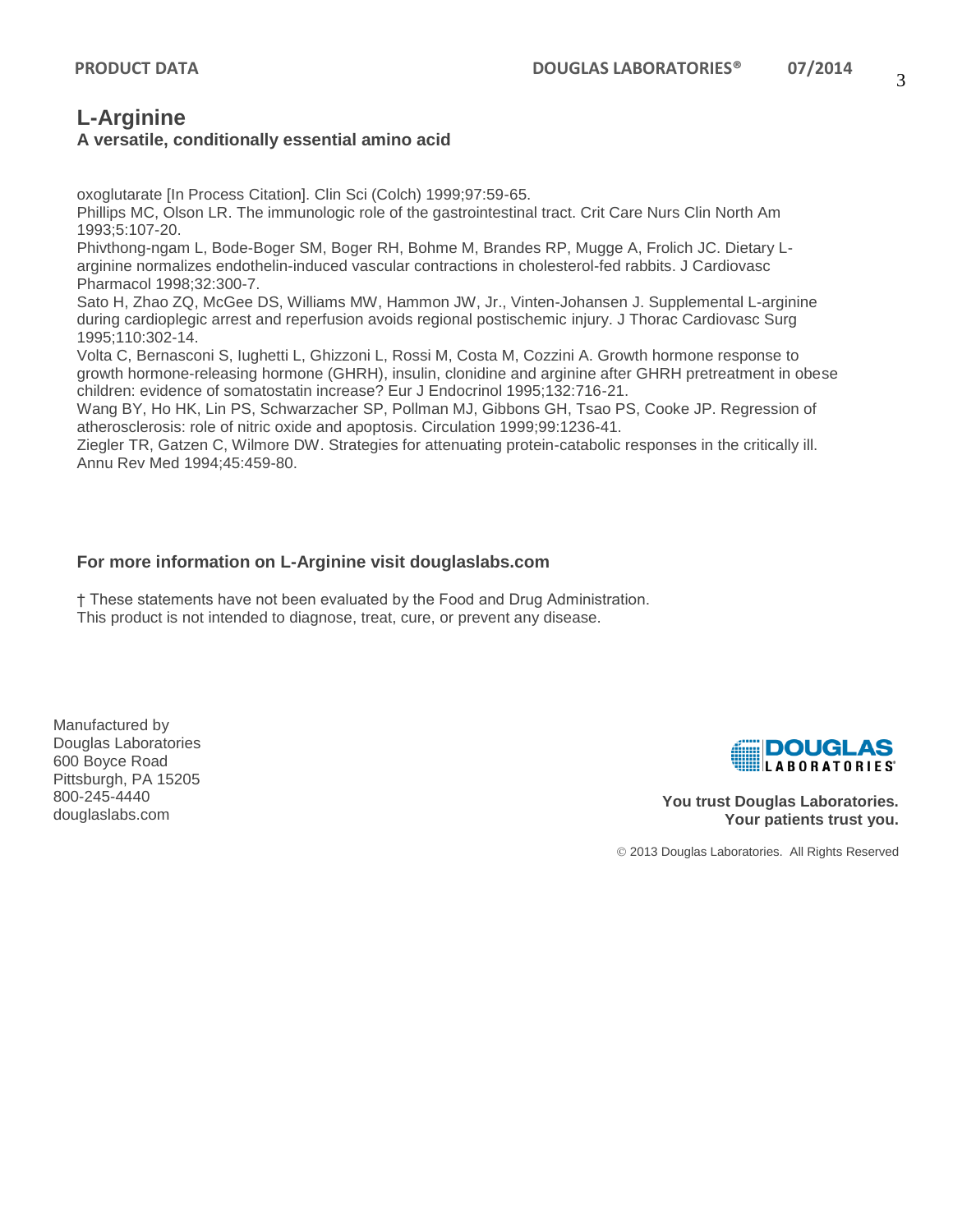# L-Arginine

**A versatile, conditionally essential amino acid**

oxoglutarate [In Process Citation]. Clin Sci (Colch) 1999;97:59-65.

Phillips MC, Olson LR. The immunologic role of the gastrointestinal tract. Crit Care Nurs Clin North Am 1993;5:107-20.

Phivthong-ngam L, Bode-Boger SM, Boger RH, Bohme M, Brandes RP, Mugge A, Frolich JC. Dietary L-arginine normalizes endothelin-induced vascular contractions in cholesterol-fed rabbits. J Cardiovasc Pharmacol 1998;32:300-7.

Sato H, Zhao ZQ, McGee DS, Williams MW, Hammon JW, Jr., Vinten-Johansen J. Supplemental L-arginine during cardioplegic arrest and reperfusion avoids regional postischemic injury. J Thorac Cardiovasc Surg 1995;110:302-14.

Volta C, Bernasconi S, Iughetti L, Ghizzoni L, Rossi M, Costa M, Cozzini A. Growth hormone response to growth hormone-releasing hormone (GHRH), insulin, clonidine and arginine after GHRH pretreatment in obese children: evidence of somatostatin increase? Eur J Endocrinol 1995;132:716-21.

Wang BY, Ho HK, Lin PS, Schwarzacher SP, Pollman MJ, Gibbons GH, Tsao PS, Cooke JP. Regression of atherosclerosis: role of nitric oxide and apoptosis. Circulation 1999;99:1236-41.

Ziegler TR, Gatzen C, Wilmore DW. Strategies for attenuating protein-catabolic responses in the critically ill. Annu Rev Med 1994;45:459-80.

**For more information on L-Arginine visit douglaslabs.com**

† These statements have not been evaluated by the Food and Drug Administration.
This product is not intended to diagnose, treat, cure, or prevent any disease.

Manufactured by
Douglas Laboratories
600 Boyce Road
Pittsburgh, PA 15205
800-245-4440
douglaslabs.com

DOUGLAS LABORATORIES®

**You trust Douglas Laboratories.**
**Your patients trust you.**

© 2013 Douglas Laboratories. All Rights Reserved